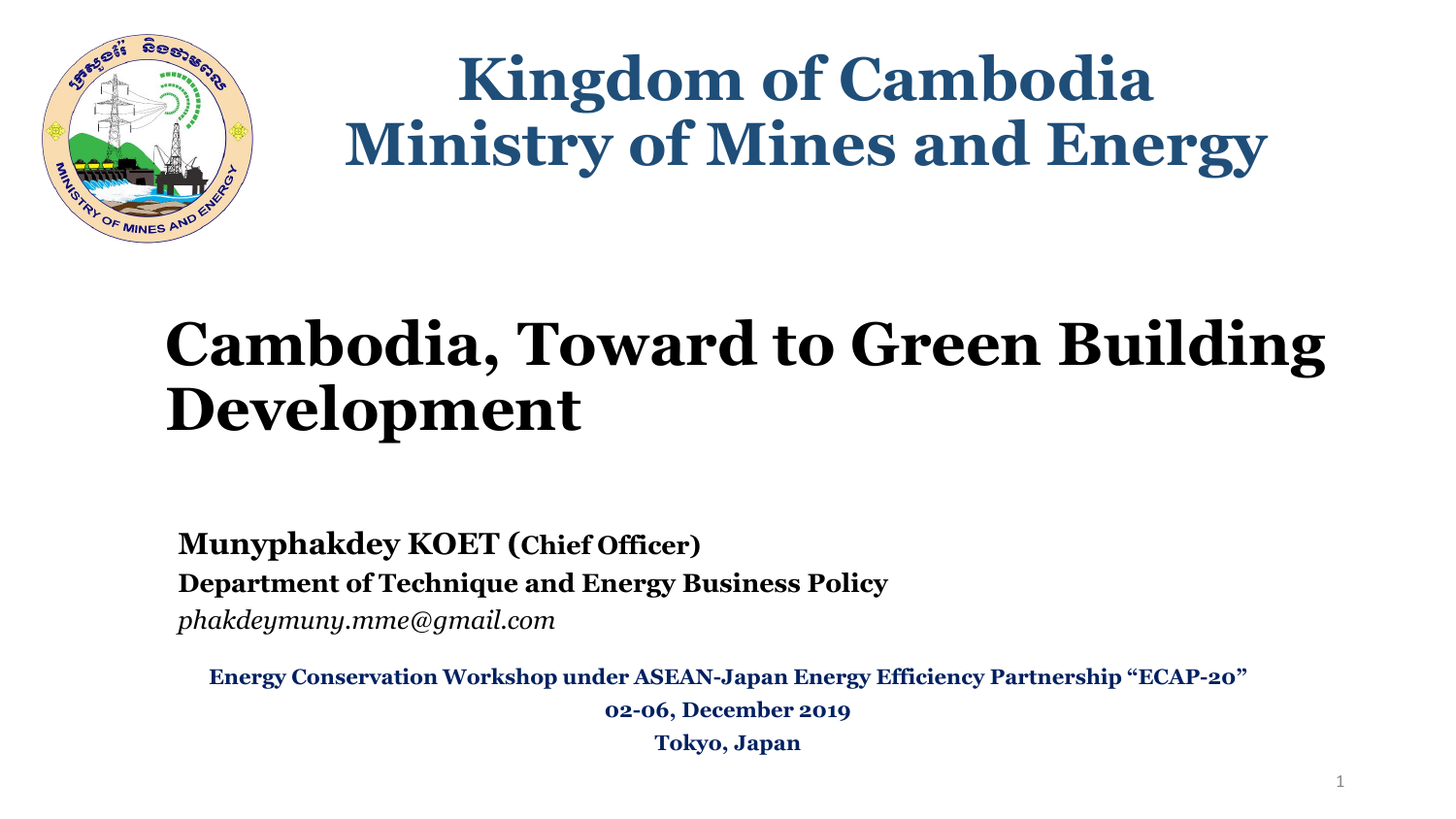# Kingdom of Cambodia
# Ministry of Mines and Energy

# Cambodia, Toward to Green Building Development

**Munyphakdey KOET (Chief Officer)**

**Department of Technique and Energy Business Policy**

*phakdeymuny.mme@gmail.com*

**Energy Conservation Workshop under ASEAN-Japan Energy Efficiency Partnership "ECAP-20"**

**02-06, December 2019**

**Tokyo, Japan**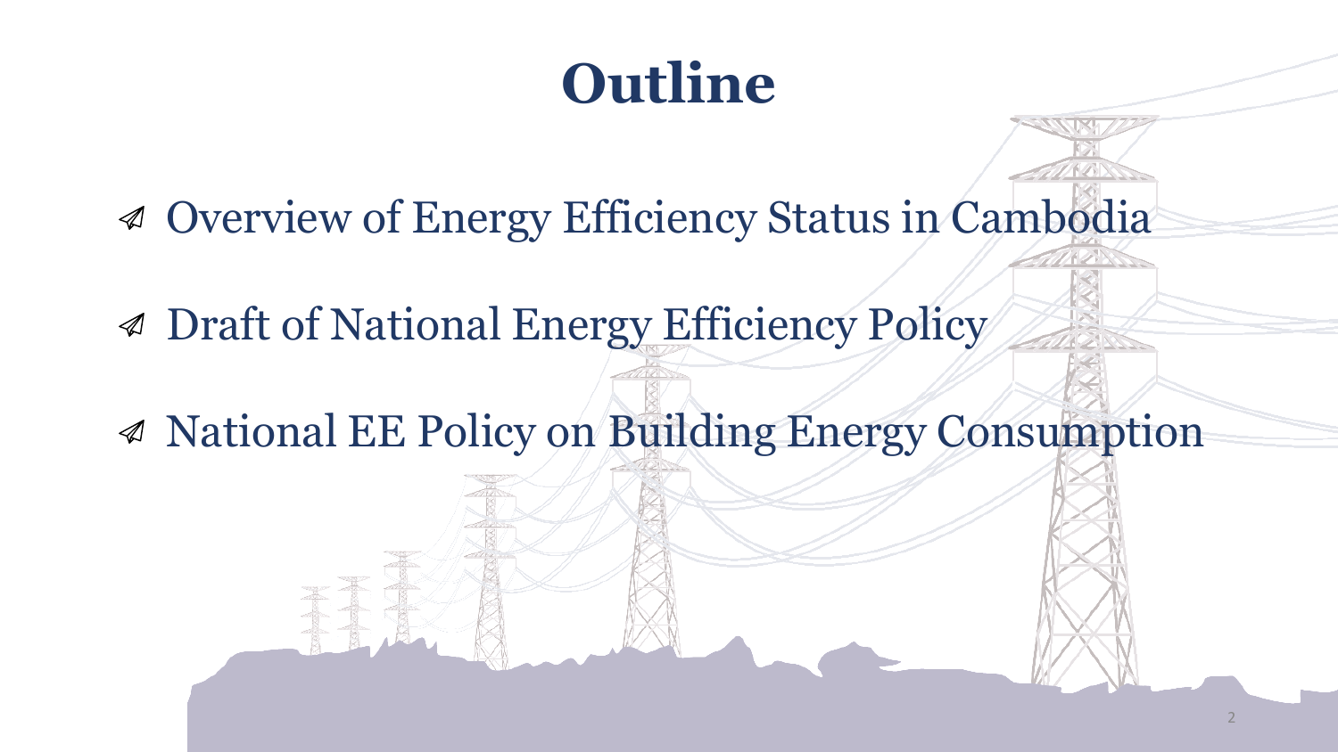# Outline

- Overview of Energy Efficiency Status in Cambodia
- Draft of National Energy Efficiency Policy
- National EE Policy on Building Energy Consumption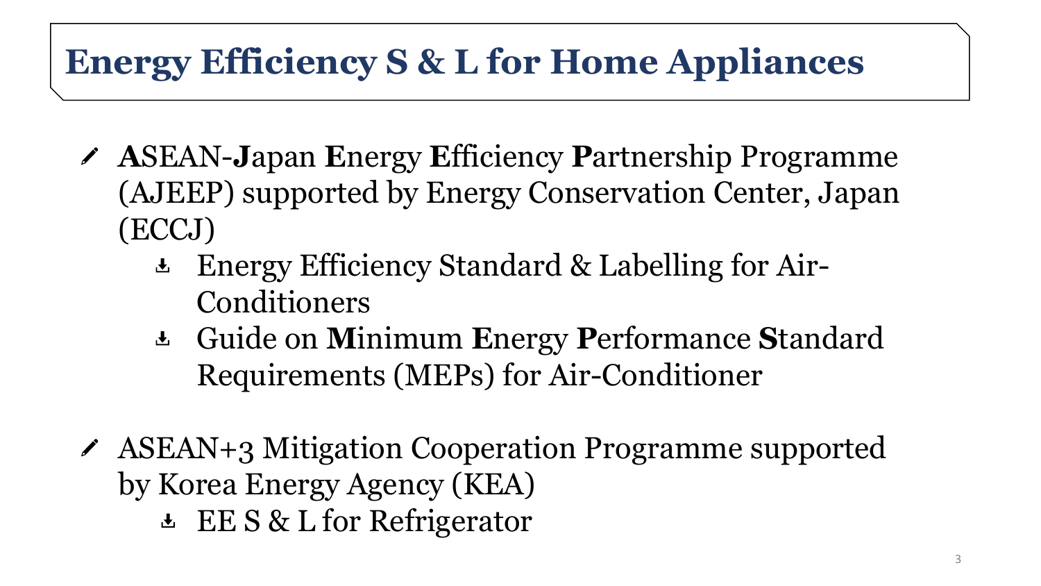# Energy Efficiency S & L for Home Appliances

- **A**SEAN-**J**apan **E**nergy **E**fficiency **P**artnership Programme (AJEEP) supported by Energy Conservation Center, Japan (ECCJ)
  - Energy Efficiency Standard & Labelling for Air-Conditioners
  - Guide on **M**inimum **E**nergy **P**erformance **S**tandard Requirements (MEPs) for Air-Conditioner

- ASEAN+3 Mitigation Cooperation Programme supported by Korea Energy Agency (KEA)
  - EE S & L for Refrigerator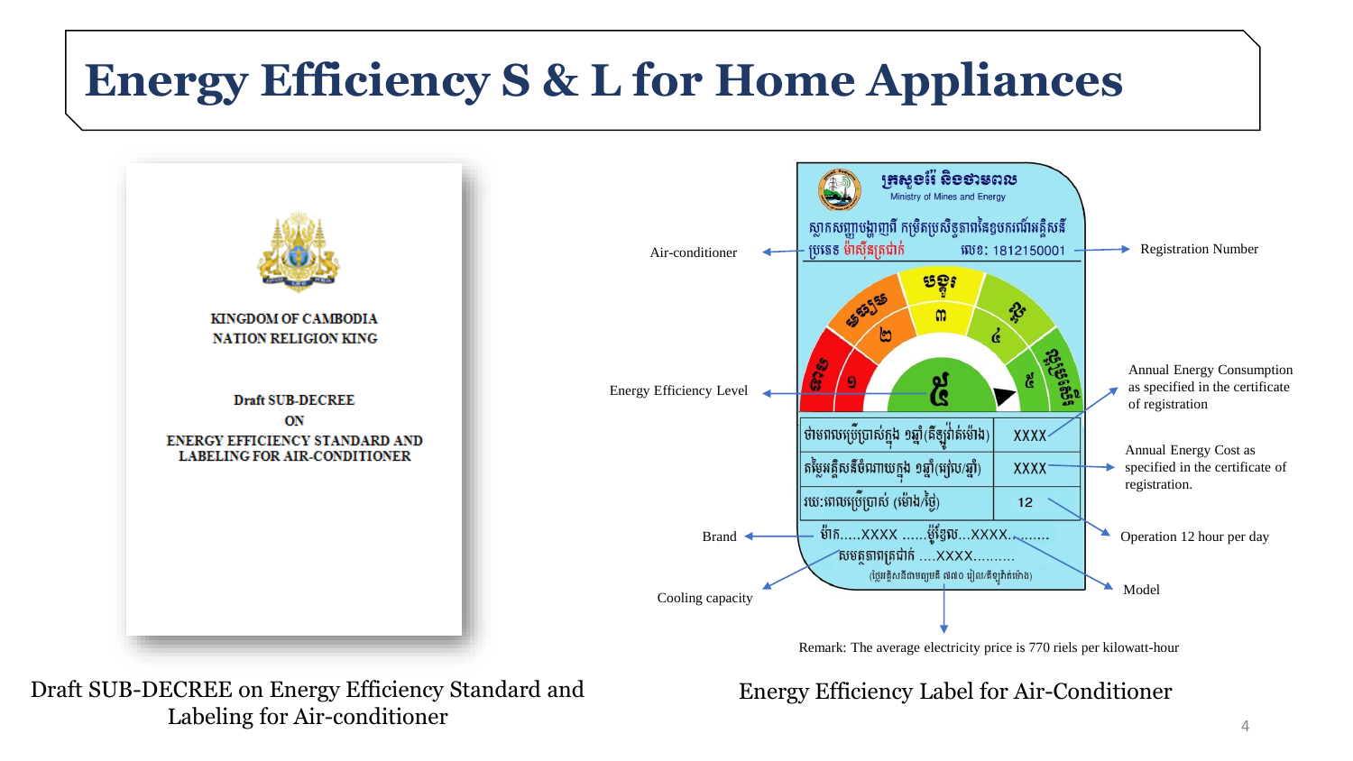# Energy Efficiency S & L for Home Appliances

KINGDOM OF CAMBODIA
NATION RELIGION KING

Draft SUB-DECREE
ON
ENERGY EFFICIENCY STANDARD AND
LABELING FOR AIR-CONDITIONER

Draft SUB-DECREE on Energy Efficiency Standard and Labeling for Air-conditioner

ក្រសួងរ៉ែ និងថាមពល
Ministry of Mines and Energy

- Air-conditioner
- Registration Number
- Energy Efficiency Level
- Annual Energy Consumption as specified in the certificate of registration
- Annual Energy Cost as specified in the certificate of registration.
- Operation 12 hour per day
- Brand
- Model
- Cooling capacity

Remark: The average electricity price is 770 riels per kilowatt-hour

Energy Efficiency Label for Air-Conditioner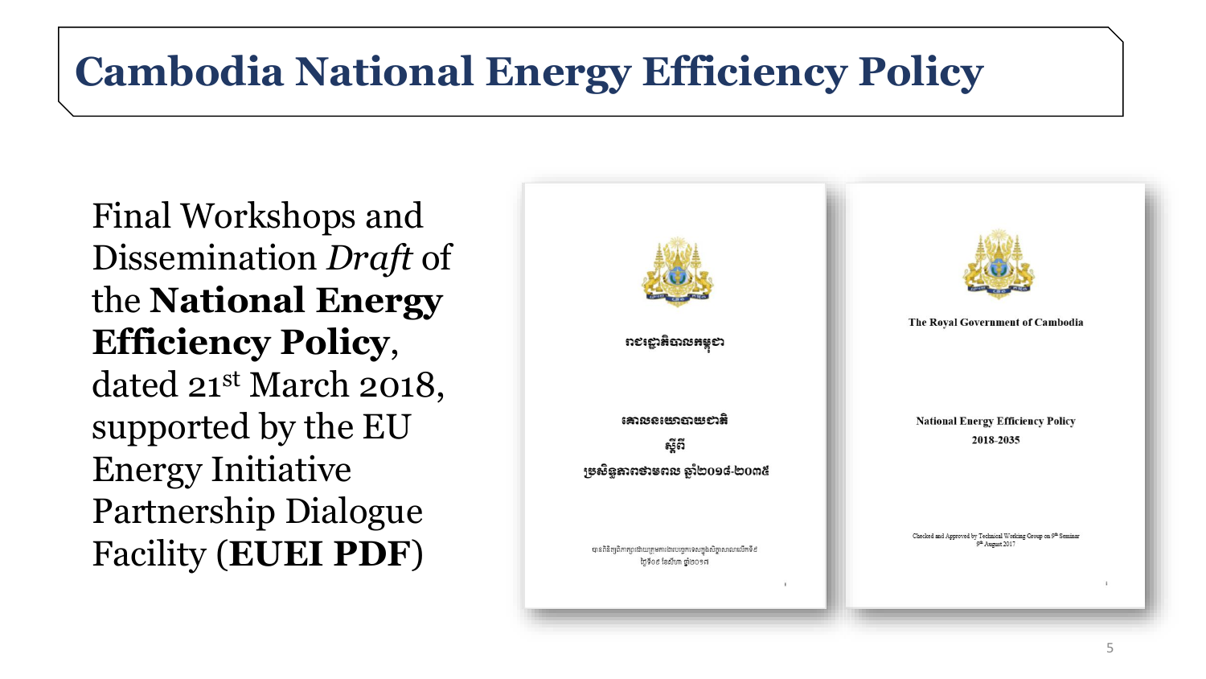# Cambodia National Energy Efficiency Policy

Final Workshops and Dissemination *Draft* of the **National Energy Efficiency Policy**, dated 21st March 2018, supported by the EU Energy Initiative Partnership Dialogue Facility (**EUEI PDF**)

រាជរដ្ឋាភិបាលកម្ពុជា

គោលនយោបាយជាតិ

ស្តីពី

ប្រសិទ្ធភាពថាមពល ឆ្នាំ២០១៨-២០៣៥

The Royal Government of Cambodia

National Energy Efficiency Policy

2018-2035

Checked and Approved by Technical Working Group on 9th Seminar 9th August 2017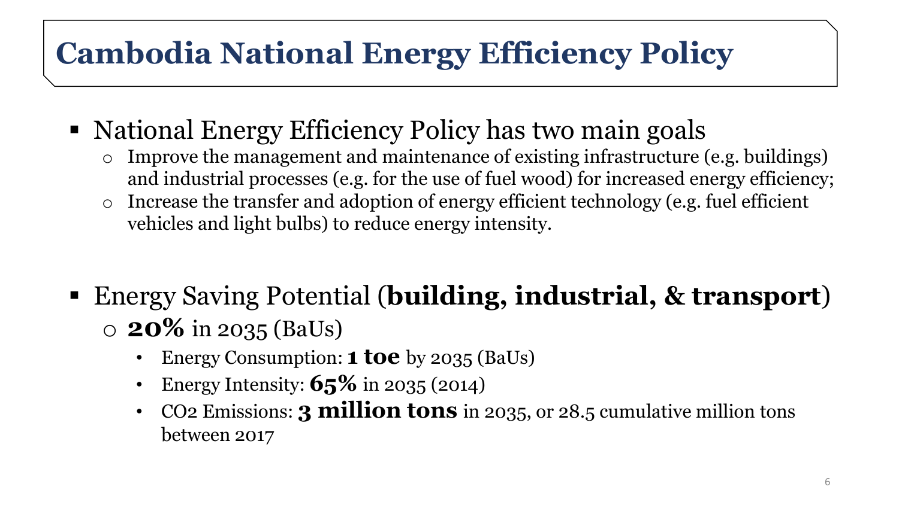# Cambodia National Energy Efficiency Policy

- National Energy Efficiency Policy has two main goals
  - Improve the management and maintenance of existing infrastructure (e.g. buildings) and industrial processes (e.g. for the use of fuel wood) for increased energy efficiency;
  - Increase the transfer and adoption of energy efficient technology (e.g. fuel efficient vehicles and light bulbs) to reduce energy intensity.

- Energy Saving Potential (**building, industrial, & transport**)
  - **20%** in 2035 (BaUs)
    - Energy Consumption: **1 toe** by 2035 (BaUs)
    - Energy Intensity: **65%** in 2035 (2014)
    - $CO_2$ Emissions: **3 million tons** in 2035, or 28.5 cumulative million tons between 2017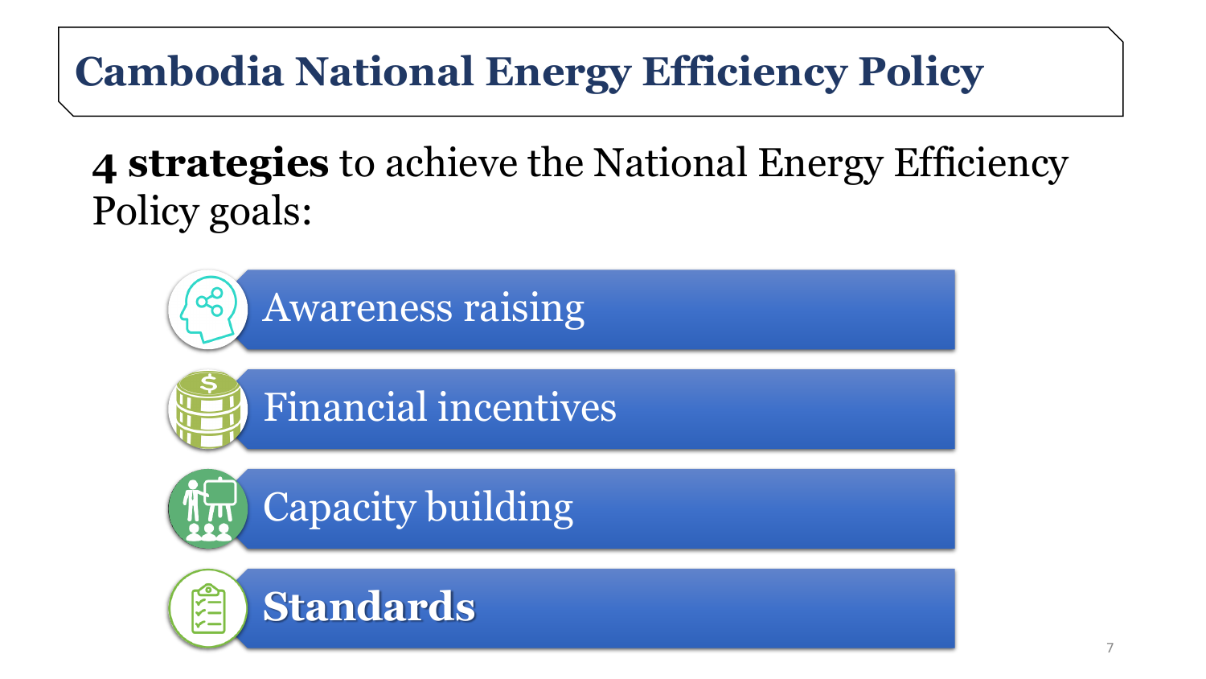# Cambodia National Energy Efficiency Policy

**4 strategies** to achieve the National Energy Efficiency Policy goals:

- Awareness raising
- Financial incentives
- Capacity building
- **Standards**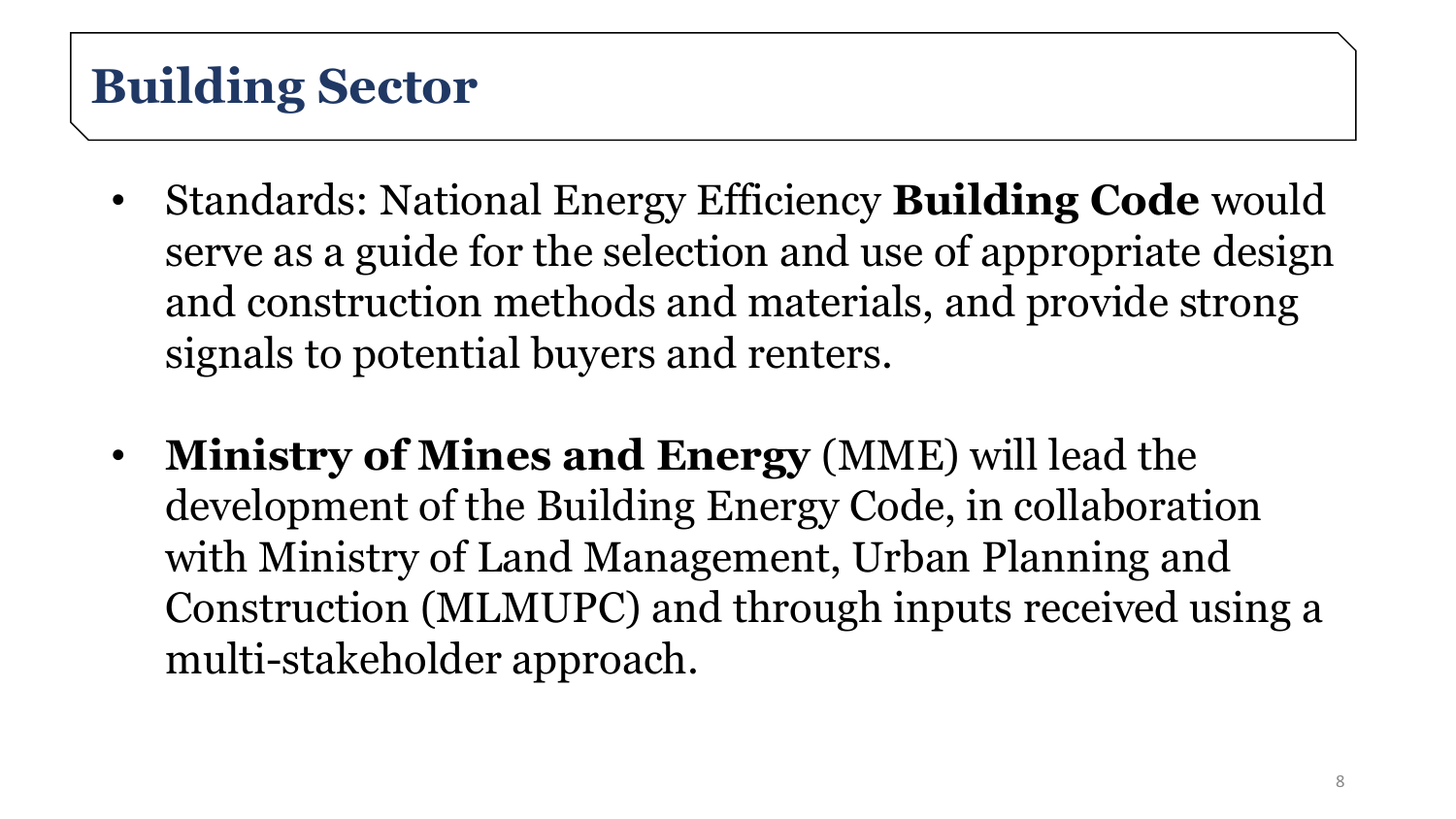# Building Sector

- Standards: National Energy Efficiency **Building Code** would serve as a guide for the selection and use of appropriate design and construction methods and materials, and provide strong signals to potential buyers and renters.

- **Ministry of Mines and Energy** (MME) will lead the development of the Building Energy Code, in collaboration with Ministry of Land Management, Urban Planning and Construction (MLMUPC) and through inputs received using a multi-stakeholder approach.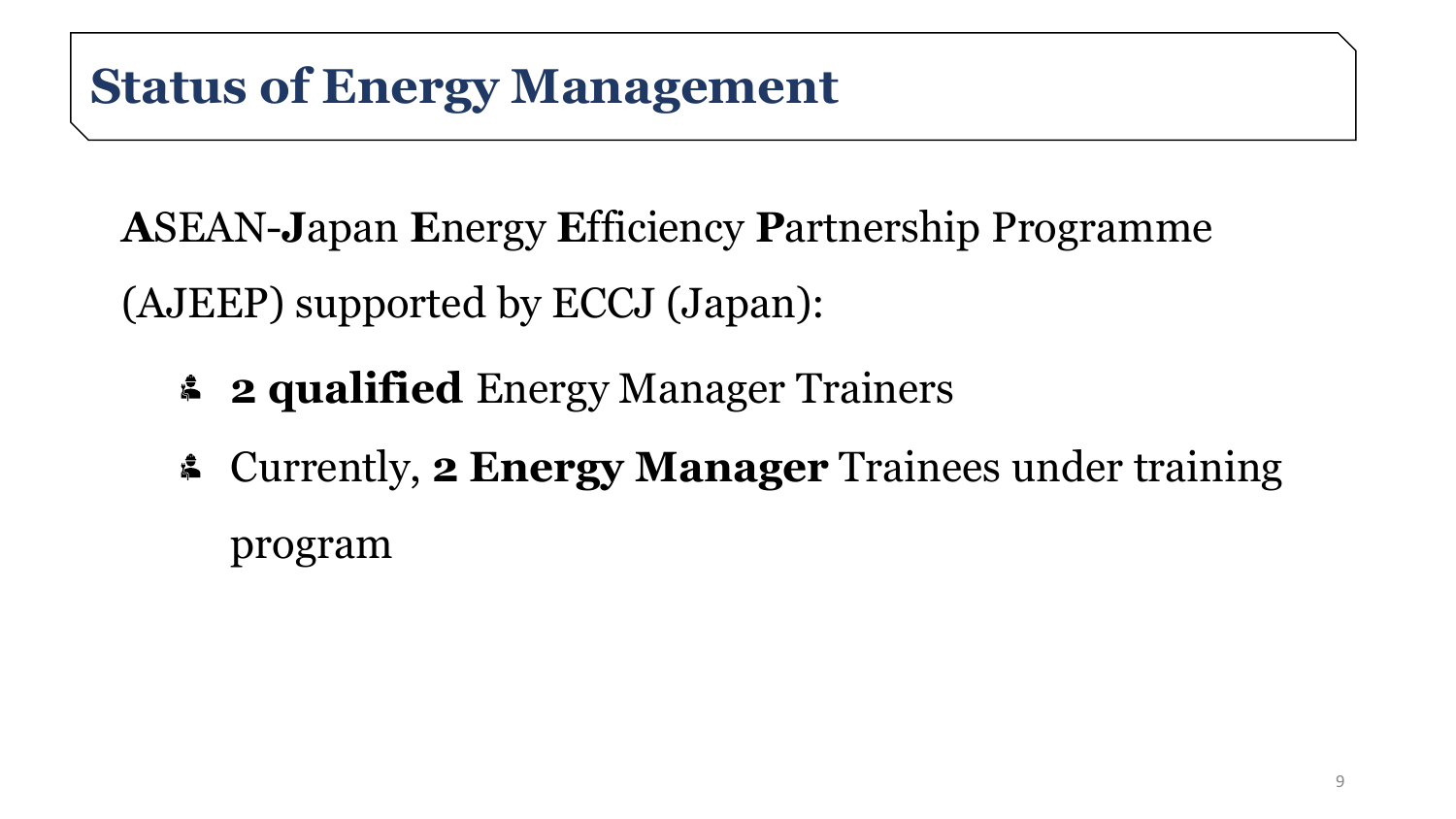# Status of Energy Management

**A**SEAN-**J**apan **E**nergy **E**fficiency **P**artnership Programme (AJEEP) supported by ECCJ (Japan):

- **2 qualified** Energy Manager Trainers
- Currently, **2 Energy Manager** Trainees under training program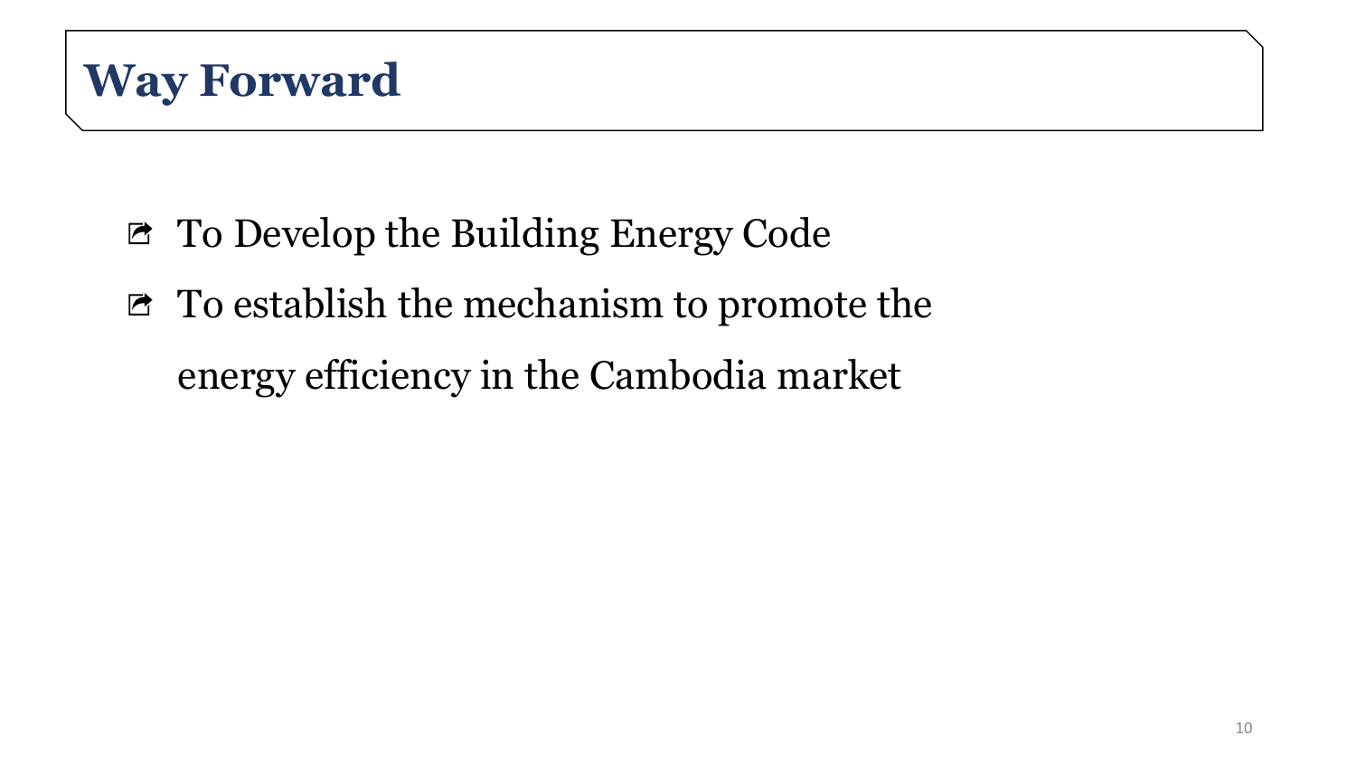# Way Forward

- To Develop the Building Energy Code
- To establish the mechanism to promote the energy efficiency in the Cambodia market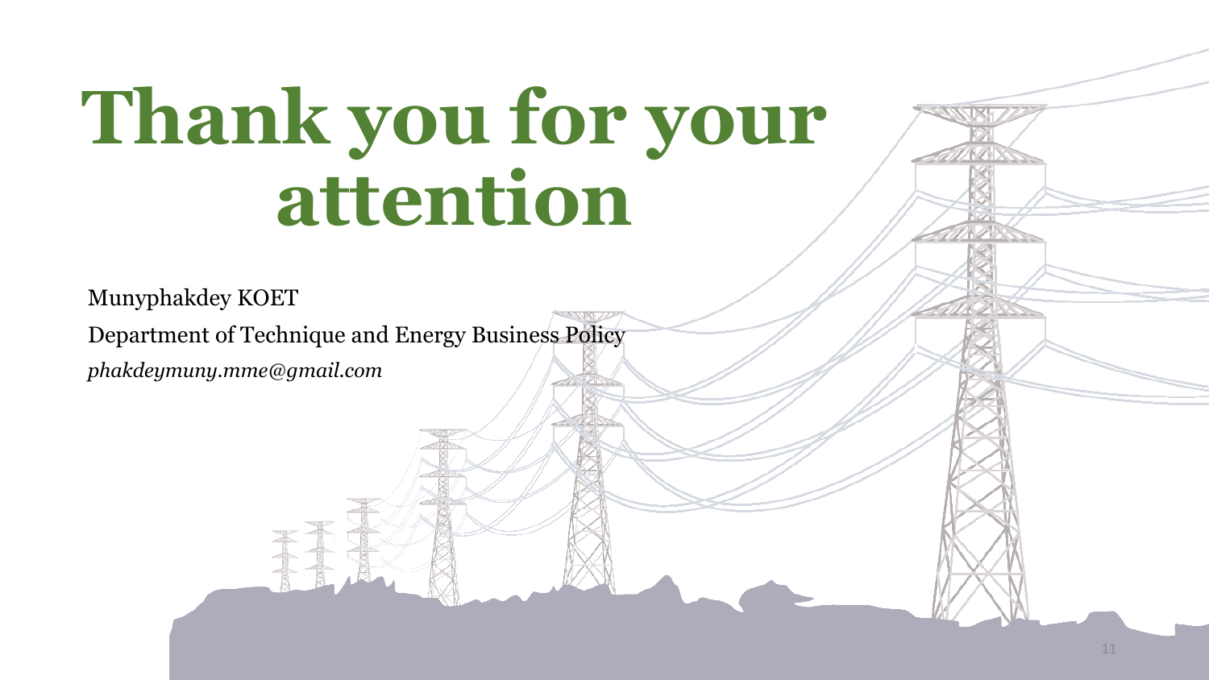# Thank you for your attention

Munyphakdey KOET

Department of Technique and Energy Business Policy

*phakdeymuny.mme@gmail.com*